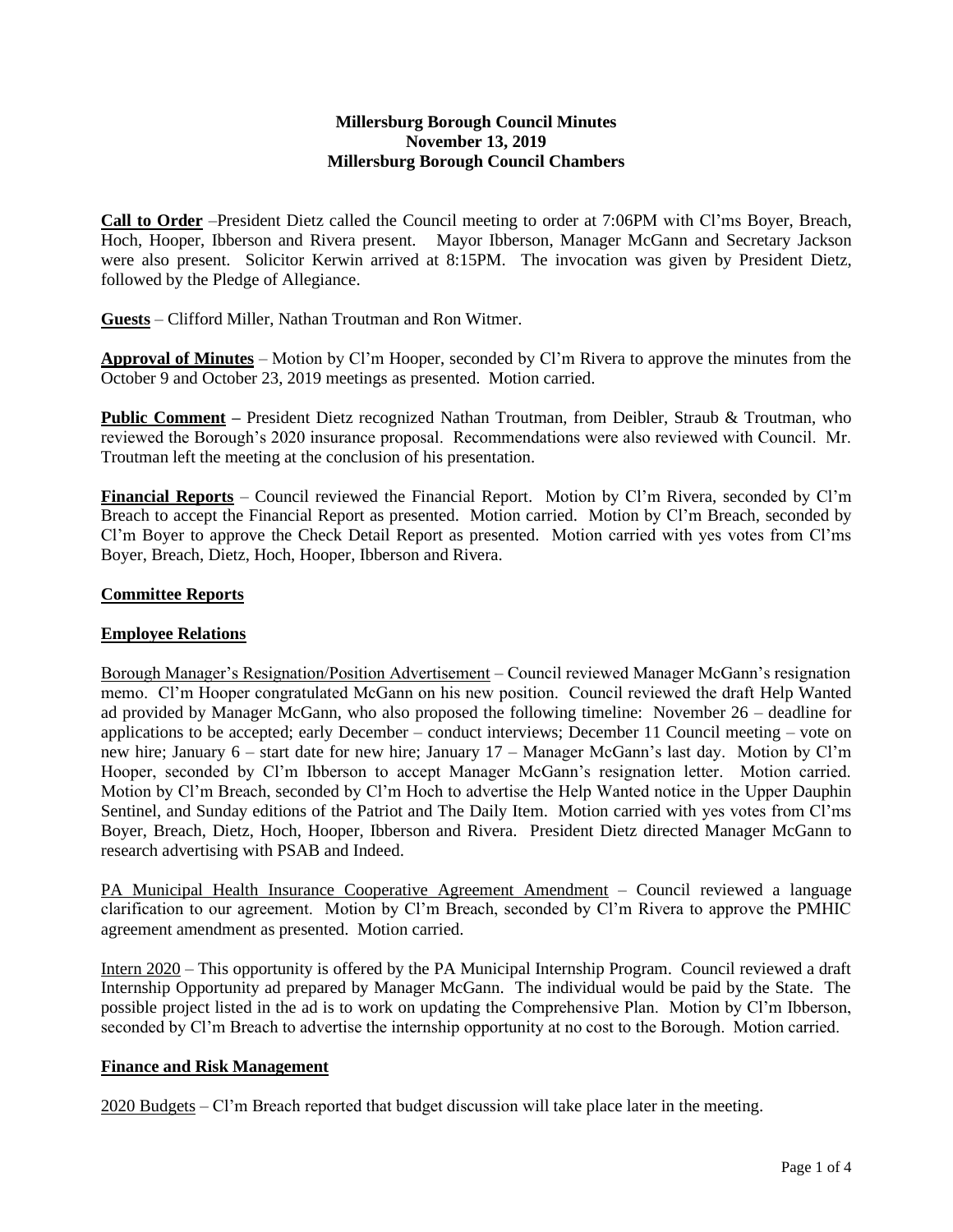**Millersburg Borough Council Minutes**
**November 13, 2019**
**Millersburg Borough Council Chambers**

**Call to Order** –President Dietz called the Council meeting to order at 7:06PM with Cl'ms Boyer, Breach, Hoch, Hooper, Ibberson and Rivera present. Mayor Ibberson, Manager McGann and Secretary Jackson were also present. Solicitor Kerwin arrived at 8:15PM. The invocation was given by President Dietz, followed by the Pledge of Allegiance.

**Guests** – Clifford Miller, Nathan Troutman and Ron Witmer.

**Approval of Minutes** – Motion by Cl'm Hooper, seconded by Cl'm Rivera to approve the minutes from the October 9 and October 23, 2019 meetings as presented. Motion carried.

**Public Comment –** President Dietz recognized Nathan Troutman, from Deibler, Straub & Troutman, who reviewed the Borough's 2020 insurance proposal. Recommendations were also reviewed with Council. Mr. Troutman left the meeting at the conclusion of his presentation.

**Financial Reports** – Council reviewed the Financial Report. Motion by Cl'm Rivera, seconded by Cl'm Breach to accept the Financial Report as presented. Motion carried. Motion by Cl'm Breach, seconded by Cl'm Boyer to approve the Check Detail Report as presented. Motion carried with yes votes from Cl'ms Boyer, Breach, Dietz, Hoch, Hooper, Ibberson and Rivera.

**Committee Reports**

**Employee Relations**

Borough Manager's Resignation/Position Advertisement – Council reviewed Manager McGann's resignation memo. Cl'm Hooper congratulated McGann on his new position. Council reviewed the draft Help Wanted ad provided by Manager McGann, who also proposed the following timeline: November 26 – deadline for applications to be accepted; early December – conduct interviews; December 11 Council meeting – vote on new hire; January 6 – start date for new hire; January 17 – Manager McGann's last day. Motion by Cl'm Hooper, seconded by Cl'm Ibberson to accept Manager McGann's resignation letter. Motion carried. Motion by Cl'm Breach, seconded by Cl'm Hoch to advertise the Help Wanted notice in the Upper Dauphin Sentinel, and Sunday editions of the Patriot and The Daily Item. Motion carried with yes votes from Cl'ms Boyer, Breach, Dietz, Hoch, Hooper, Ibberson and Rivera. President Dietz directed Manager McGann to research advertising with PSAB and Indeed.

PA Municipal Health Insurance Cooperative Agreement Amendment – Council reviewed a language clarification to our agreement. Motion by Cl'm Breach, seconded by Cl'm Rivera to approve the PMHIC agreement amendment as presented. Motion carried.

Intern 2020 – This opportunity is offered by the PA Municipal Internship Program. Council reviewed a draft Internship Opportunity ad prepared by Manager McGann. The individual would be paid by the State. The possible project listed in the ad is to work on updating the Comprehensive Plan. Motion by Cl'm Ibberson, seconded by Cl'm Breach to advertise the internship opportunity at no cost to the Borough. Motion carried.

**Finance and Risk Management**

2020 Budgets – Cl'm Breach reported that budget discussion will take place later in the meeting.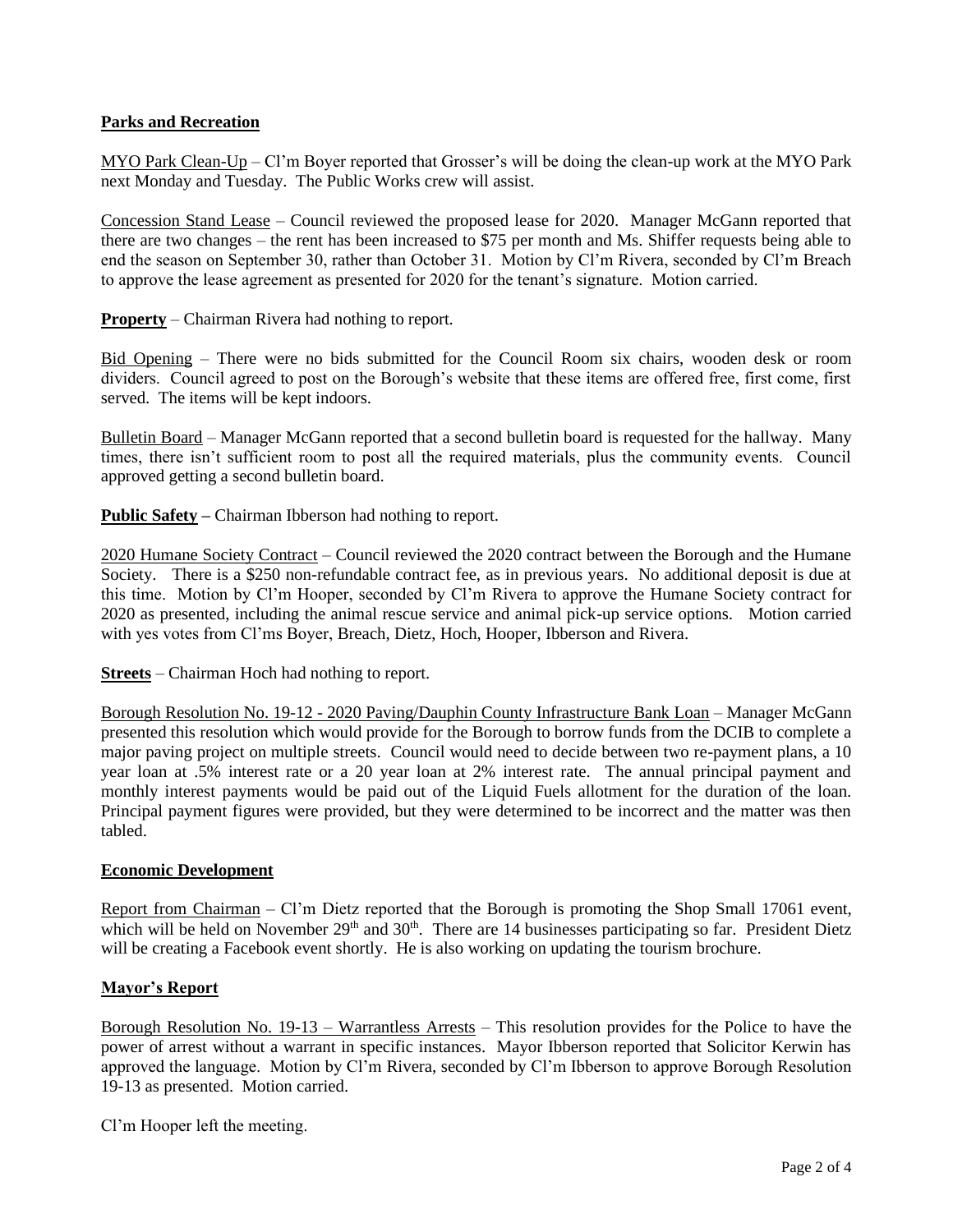## **Parks and Recreation**

MYO Park Clean-Up – Cl'm Boyer reported that Grosser's will be doing the clean-up work at the MYO Park next Monday and Tuesday. The Public Works crew will assist.

Concession Stand Lease – Council reviewed the proposed lease for 2020. Manager McGann reported that there are two changes – the rent has been increased to $75 per month and Ms. Shiffer requests being able to end the season on September 30, rather than October 31. Motion by Cl'm Rivera, seconded by Cl'm Breach to approve the lease agreement as presented for 2020 for the tenant's signature. Motion carried.

**Property** – Chairman Rivera had nothing to report.

Bid Opening – There were no bids submitted for the Council Room six chairs, wooden desk or room dividers. Council agreed to post on the Borough's website that these items are offered free, first come, first served. The items will be kept indoors.

Bulletin Board – Manager McGann reported that a second bulletin board is requested for the hallway. Many times, there isn't sufficient room to post all the required materials, plus the community events. Council approved getting a second bulletin board.

**Public Safety** – Chairman Ibberson had nothing to report.

2020 Humane Society Contract – Council reviewed the 2020 contract between the Borough and the Humane Society. There is a $250 non-refundable contract fee, as in previous years. No additional deposit is due at this time. Motion by Cl'm Hooper, seconded by Cl'm Rivera to approve the Humane Society contract for 2020 as presented, including the animal rescue service and animal pick-up service options. Motion carried with yes votes from Cl'ms Boyer, Breach, Dietz, Hoch, Hooper, Ibberson and Rivera.

**Streets** – Chairman Hoch had nothing to report.

Borough Resolution No. 19-12 - 2020 Paving/Dauphin County Infrastructure Bank Loan – Manager McGann presented this resolution which would provide for the Borough to borrow funds from the DCIB to complete a major paving project on multiple streets. Council would need to decide between two re-payment plans, a 10 year loan at .5% interest rate or a 20 year loan at 2% interest rate. The annual principal payment and monthly interest payments would be paid out of the Liquid Fuels allotment for the duration of the loan. Principal payment figures were provided, but they were determined to be incorrect and the matter was then tabled.

## **Economic Development**

Report from Chairman – Cl'm Dietz reported that the Borough is promoting the Shop Small 17061 event, which will be held on November 29th and 30th. There are 14 businesses participating so far. President Dietz will be creating a Facebook event shortly. He is also working on updating the tourism brochure.

## **Mayor's Report**

Borough Resolution No. 19-13 – Warrantless Arrests – This resolution provides for the Police to have the power of arrest without a warrant in specific instances. Mayor Ibberson reported that Solicitor Kerwin has approved the language. Motion by Cl'm Rivera, seconded by Cl'm Ibberson to approve Borough Resolution 19-13 as presented. Motion carried.

Cl'm Hooper left the meeting.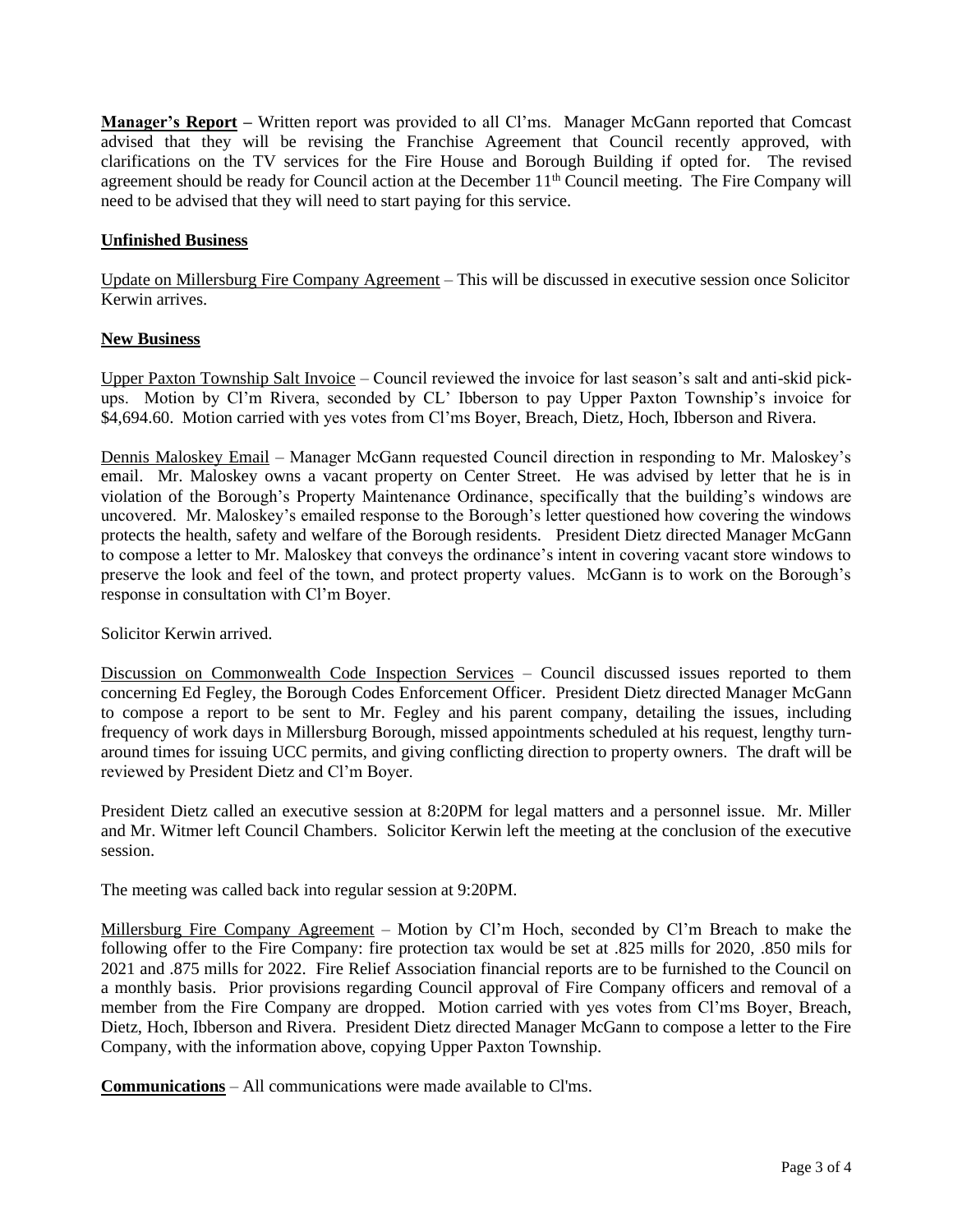**Manager's Report –** Written report was provided to all Cl'ms. Manager McGann reported that Comcast advised that they will be revising the Franchise Agreement that Council recently approved, with clarifications on the TV services for the Fire House and Borough Building if opted for. The revised agreement should be ready for Council action at the December 11th Council meeting. The Fire Company will need to be advised that they will need to start paying for this service.

**Unfinished Business**

Update on Millersburg Fire Company Agreement – This will be discussed in executive session once Solicitor Kerwin arrives.

**New Business**

Upper Paxton Township Salt Invoice – Council reviewed the invoice for last season's salt and anti-skid pick-ups. Motion by Cl'm Rivera, seconded by CL' Ibberson to pay Upper Paxton Township's invoice for $4,694.60. Motion carried with yes votes from Cl'ms Boyer, Breach, Dietz, Hoch, Ibberson and Rivera.

Dennis Maloskey Email – Manager McGann requested Council direction in responding to Mr. Maloskey's email. Mr. Maloskey owns a vacant property on Center Street. He was advised by letter that he is in violation of the Borough's Property Maintenance Ordinance, specifically that the building's windows are uncovered. Mr. Maloskey's emailed response to the Borough's letter questioned how covering the windows protects the health, safety and welfare of the Borough residents. President Dietz directed Manager McGann to compose a letter to Mr. Maloskey that conveys the ordinance's intent in covering vacant store windows to preserve the look and feel of the town, and protect property values. McGann is to work on the Borough's response in consultation with Cl'm Boyer.

Solicitor Kerwin arrived.

Discussion on Commonwealth Code Inspection Services – Council discussed issues reported to them concerning Ed Fegley, the Borough Codes Enforcement Officer. President Dietz directed Manager McGann to compose a report to be sent to Mr. Fegley and his parent company, detailing the issues, including frequency of work days in Millersburg Borough, missed appointments scheduled at his request, lengthy turn-around times for issuing UCC permits, and giving conflicting direction to property owners. The draft will be reviewed by President Dietz and Cl'm Boyer.

President Dietz called an executive session at 8:20PM for legal matters and a personnel issue. Mr. Miller and Mr. Witmer left Council Chambers. Solicitor Kerwin left the meeting at the conclusion of the executive session.

The meeting was called back into regular session at 9:20PM.

Millersburg Fire Company Agreement – Motion by Cl'm Hoch, seconded by Cl'm Breach to make the following offer to the Fire Company: fire protection tax would be set at .825 mills for 2020, .850 mils for 2021 and .875 mills for 2022. Fire Relief Association financial reports are to be furnished to the Council on a monthly basis. Prior provisions regarding Council approval of Fire Company officers and removal of a member from the Fire Company are dropped. Motion carried with yes votes from Cl'ms Boyer, Breach, Dietz, Hoch, Ibberson and Rivera. President Dietz directed Manager McGann to compose a letter to the Fire Company, with the information above, copying Upper Paxton Township.

**Communications** – All communications were made available to Cl'ms.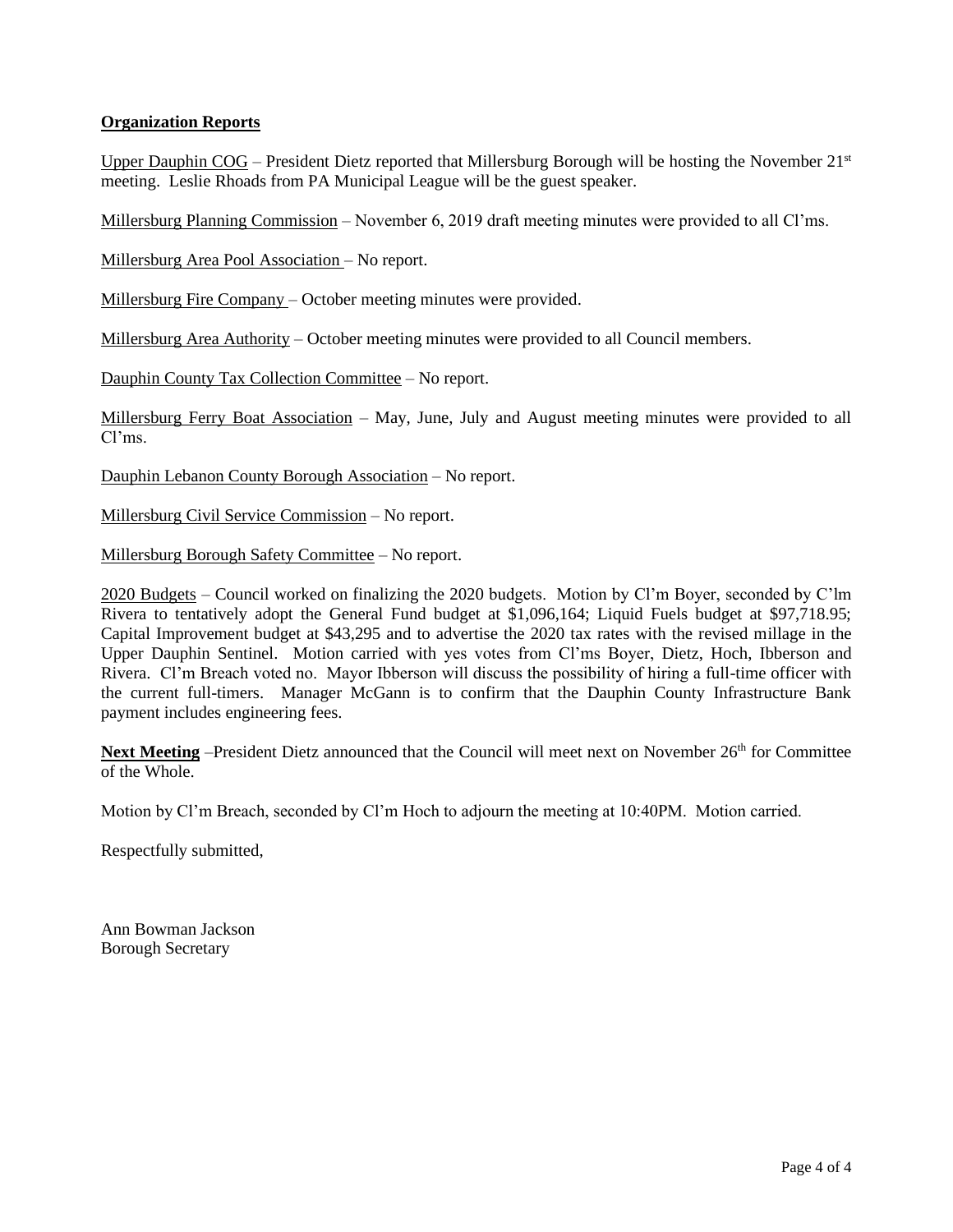**Organization Reports**

Upper Dauphin COG – President Dietz reported that Millersburg Borough will be hosting the November 21st meeting. Leslie Rhoads from PA Municipal League will be the guest speaker.

Millersburg Planning Commission – November 6, 2019 draft meeting minutes were provided to all Cl'ms.

Millersburg Area Pool Association – No report.

Millersburg Fire Company – October meeting minutes were provided.

Millersburg Area Authority – October meeting minutes were provided to all Council members.

Dauphin County Tax Collection Committee – No report.

Millersburg Ferry Boat Association – May, June, July and August meeting minutes were provided to all Cl'ms.

Dauphin Lebanon County Borough Association – No report.

Millersburg Civil Service Commission – No report.

Millersburg Borough Safety Committee – No report.

2020 Budgets – Council worked on finalizing the 2020 budgets. Motion by Cl'm Boyer, seconded by C'lm Rivera to tentatively adopt the General Fund budget at $1,096,164; Liquid Fuels budget at $97,718.95; Capital Improvement budget at $43,295 and to advertise the 2020 tax rates with the revised millage in the Upper Dauphin Sentinel. Motion carried with yes votes from Cl'ms Boyer, Dietz, Hoch, Ibberson and Rivera. Cl'm Breach voted no. Mayor Ibberson will discuss the possibility of hiring a full-time officer with the current full-timers. Manager McGann is to confirm that the Dauphin County Infrastructure Bank payment includes engineering fees.

**Next Meeting** –President Dietz announced that the Council will meet next on November 26th for Committee of the Whole.

Motion by Cl'm Breach, seconded by Cl'm Hoch to adjourn the meeting at 10:40PM. Motion carried.

Respectfully submitted,

Ann Bowman Jackson
Borough Secretary